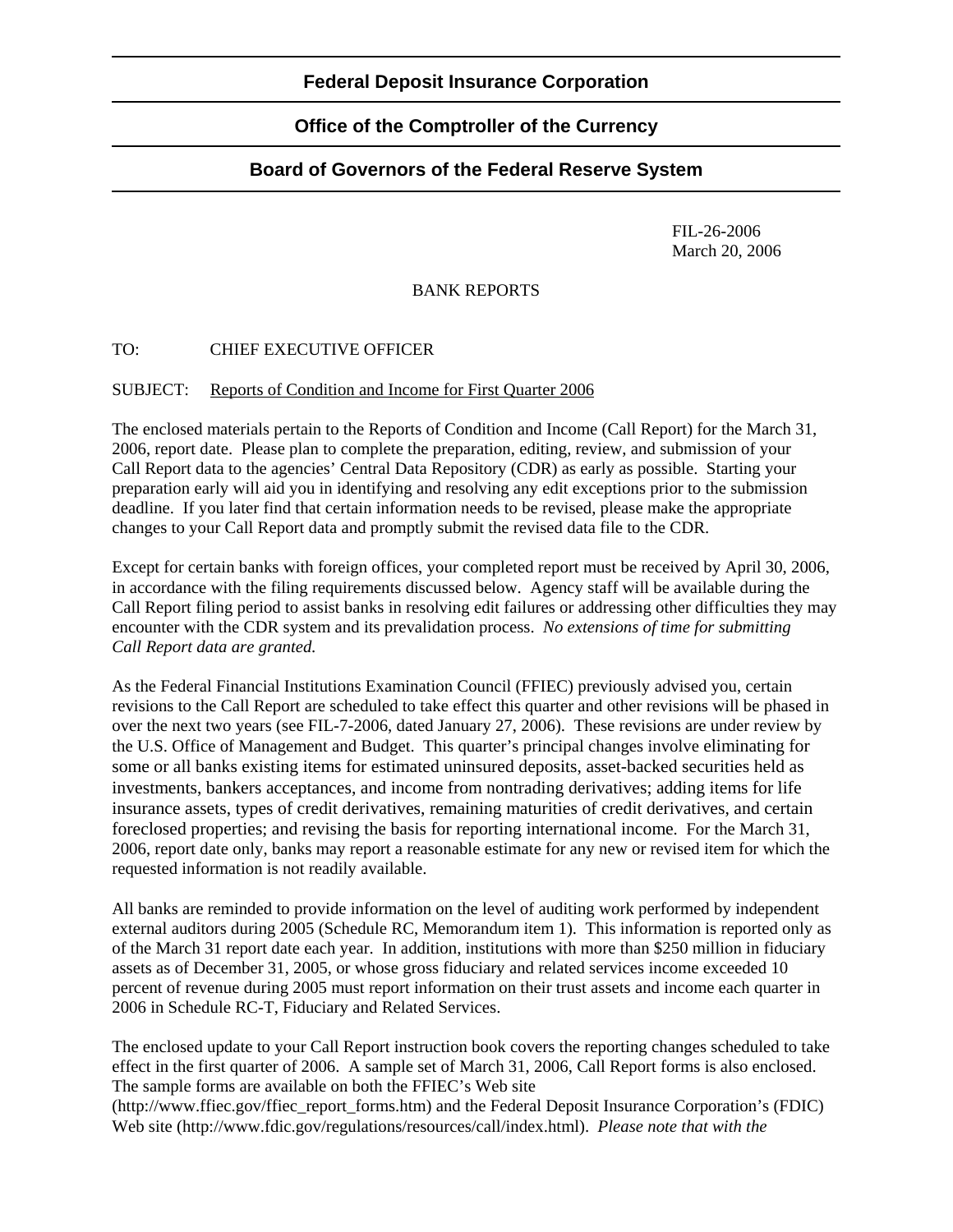**Federal Deposit Insurance Corporation**

**Office of the Comptroller of the Currency**

**Board of Governors of the Federal Reserve System**

FIL-26-2006
March 20, 2006

BANK REPORTS

TO: CHIEF EXECUTIVE OFFICER

SUBJECT: Reports of Condition and Income for First Quarter 2006

The enclosed materials pertain to the Reports of Condition and Income (Call Report) for the March 31, 2006, report date. Please plan to complete the preparation, editing, review, and submission of your Call Report data to the agencies' Central Data Repository (CDR) as early as possible. Starting your preparation early will aid you in identifying and resolving any edit exceptions prior to the submission deadline. If you later find that certain information needs to be revised, please make the appropriate changes to your Call Report data and promptly submit the revised data file to the CDR.

Except for certain banks with foreign offices, your completed report must be received by April 30, 2006, in accordance with the filing requirements discussed below. Agency staff will be available during the Call Report filing period to assist banks in resolving edit failures or addressing other difficulties they may encounter with the CDR system and its prevalidation process. *No extensions of time for submitting Call Report data are granted.*

As the Federal Financial Institutions Examination Council (FFIEC) previously advised you, certain revisions to the Call Report are scheduled to take effect this quarter and other revisions will be phased in over the next two years (see FIL-7-2006, dated January 27, 2006). These revisions are under review by the U.S. Office of Management and Budget. This quarter's principal changes involve eliminating for some or all banks existing items for estimated uninsured deposits, asset-backed securities held as investments, bankers acceptances, and income from nontrading derivatives; adding items for life insurance assets, types of credit derivatives, remaining maturities of credit derivatives, and certain foreclosed properties; and revising the basis for reporting international income. For the March 31, 2006, report date only, banks may report a reasonable estimate for any new or revised item for which the requested information is not readily available.

All banks are reminded to provide information on the level of auditing work performed by independent external auditors during 2005 (Schedule RC, Memorandum item 1). This information is reported only as of the March 31 report date each year. In addition, institutions with more than $250 million in fiduciary assets as of December 31, 2005, or whose gross fiduciary and related services income exceeded 10 percent of revenue during 2005 must report information on their trust assets and income each quarter in 2006 in Schedule RC-T, Fiduciary and Related Services.

The enclosed update to your Call Report instruction book covers the reporting changes scheduled to take effect in the first quarter of 2006. A sample set of March 31, 2006, Call Report forms is also enclosed. The sample forms are available on both the FFIEC's Web site (http://www.ffiec.gov/ffiec_report_forms.htm) and the Federal Deposit Insurance Corporation's (FDIC) Web site (http://www.fdic.gov/regulations/resources/call/index.html). *Please note that with the*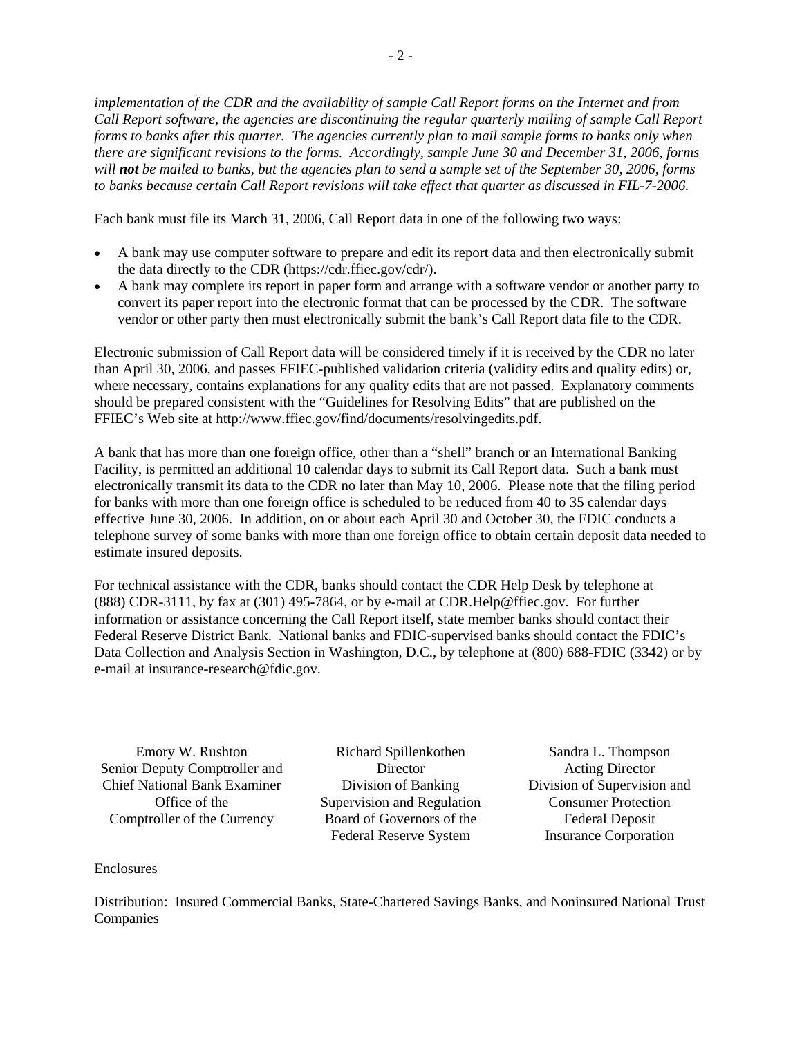*implementation of the CDR and the availability of sample Call Report forms on the Internet and from Call Report software, the agencies are discontinuing the regular quarterly mailing of sample Call Report forms to banks after this quarter. The agencies currently plan to mail sample forms to banks only when there are significant revisions to the forms. Accordingly, sample June 30 and December 31, 2006, forms will **not** be mailed to banks, but the agencies plan to send a sample set of the September 30, 2006, forms to banks because certain Call Report revisions will take effect that quarter as discussed in FIL-7-2006.*

Each bank must file its March 31, 2006, Call Report data in one of the following two ways:

- A bank may use computer software to prepare and edit its report data and then electronically submit the data directly to the CDR (https://cdr.ffiec.gov/cdr/).
- A bank may complete its report in paper form and arrange with a software vendor or another party to convert its paper report into the electronic format that can be processed by the CDR. The software vendor or other party then must electronically submit the bank's Call Report data file to the CDR.

Electronic submission of Call Report data will be considered timely if it is received by the CDR no later than April 30, 2006, and passes FFIEC-published validation criteria (validity edits and quality edits) or, where necessary, contains explanations for any quality edits that are not passed. Explanatory comments should be prepared consistent with the "Guidelines for Resolving Edits" that are published on the FFIEC's Web site at http://www.ffiec.gov/find/documents/resolvingedits.pdf.

A bank that has more than one foreign office, other than a "shell" branch or an International Banking Facility, is permitted an additional 10 calendar days to submit its Call Report data. Such a bank must electronically transmit its data to the CDR no later than May 10, 2006. Please note that the filing period for banks with more than one foreign office is scheduled to be reduced from 40 to 35 calendar days effective June 30, 2006. In addition, on or about each April 30 and October 30, the FDIC conducts a telephone survey of some banks with more than one foreign office to obtain certain deposit data needed to estimate insured deposits.

For technical assistance with the CDR, banks should contact the CDR Help Desk by telephone at (888) CDR-3111, by fax at (301) 495-7864, or by e-mail at CDR.Help@ffiec.gov. For further information or assistance concerning the Call Report itself, state member banks should contact their Federal Reserve District Bank. National banks and FDIC-supervised banks should contact the FDIC's Data Collection and Analysis Section in Washington, D.C., by telephone at (800) 688-FDIC (3342) or by e-mail at insurance-research@fdic.gov.

Emory W. Rushton
Senior Deputy Comptroller and
Chief National Bank Examiner
Office of the
Comptroller of the Currency

Richard Spillenkothen
Director
Division of Banking
Supervision and Regulation
Board of Governors of the
Federal Reserve System

Sandra L. Thompson
Acting Director
Division of Supervision and
Consumer Protection
Federal Deposit
Insurance Corporation

Enclosures

Distribution: Insured Commercial Banks, State-Chartered Savings Banks, and Noninsured National Trust Companies